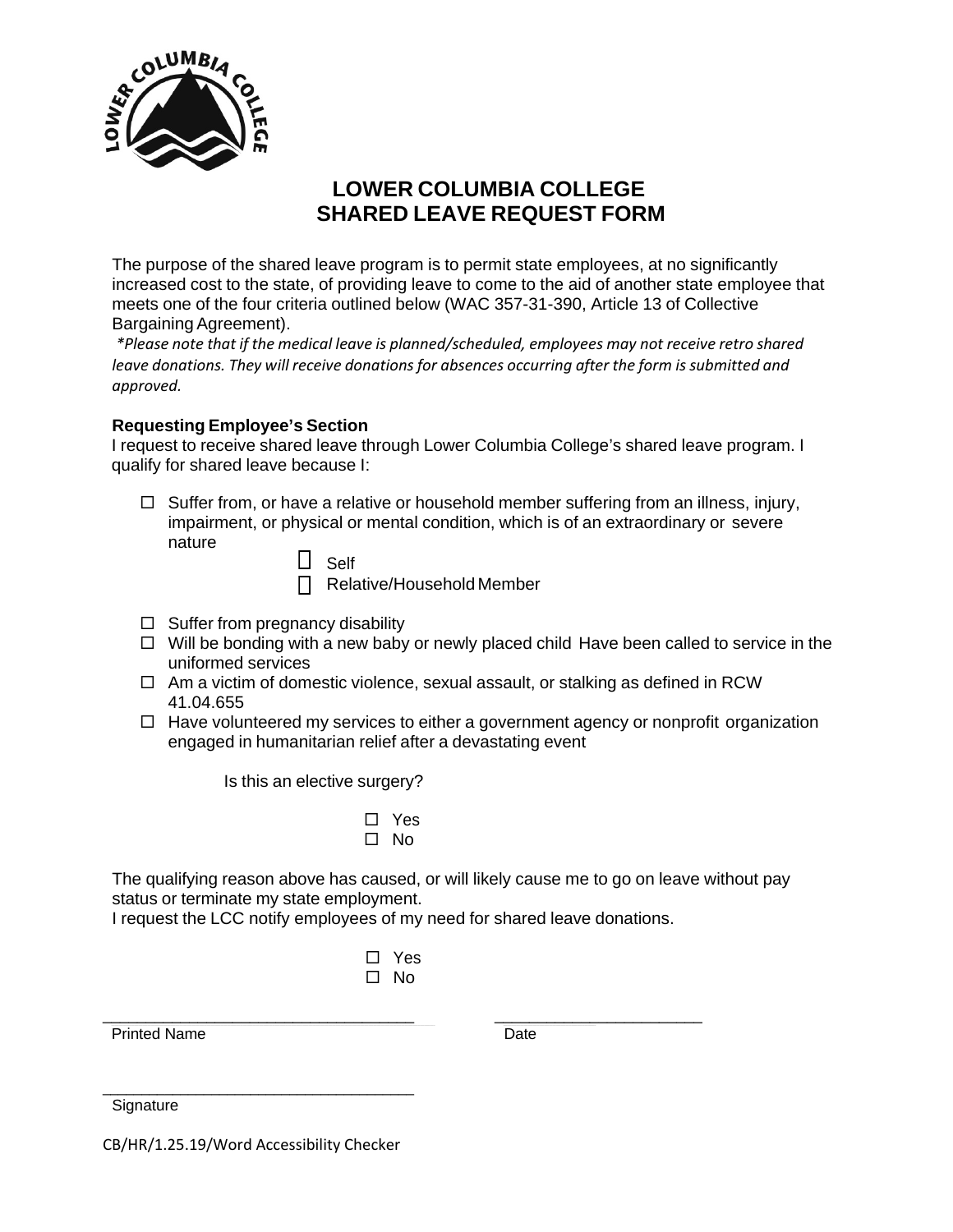# LOWER COLUMBIA COLLEGE
# SHARED LEAVE REQUEST FORM

The purpose of the shared leave program is to permit state employees, at no significantly increased cost to the state, of providing leave to come to the aid of another state employee that meets one of the four criteria outlined below (WAC 357-31-390, Article 13 of Collective Bargaining Agreement).

*\*Please note that if the medical leave is planned/scheduled, employees may not receive retro shared leave donations. They will receive donations for absences occurring after the form is submitted and approved.*

**Requesting Employee's Section**

I request to receive shared leave through Lower Columbia College's shared leave program. I qualify for shared leave because I:

- ☐ Suffer from, or have a relative or household member suffering from an illness, injury, impairment, or physical or mental condition, which is of an extraordinary or severe nature
  - ☐ Self
  - ☐ Relative/Household Member
- ☐ Suffer from pregnancy disability
- ☐ Will be bonding with a new baby or newly placed child Have been called to service in the uniformed services
- ☐ Am a victim of domestic violence, sexual assault, or stalking as defined in RCW 41.04.655
- ☐ Have volunteered my services to either a government agency or nonprofit organization engaged in humanitarian relief after a devastating event

Is this an elective surgery?

- ☐ Yes
- ☐ No

The qualifying reason above has caused, or will likely cause me to go on leave without pay status or terminate my state employment.

I request the LCC notify employees of my need for shared leave donations.

- ☐ Yes
- ☐ No

\_\_\_\_\_\_\_\_\_\_\_\_\_\_\_\_\_\_\_\_\_\_\_\_\_\_\_\_\_\_\_\_\_ \_\_\_\_\_\_\_\_\_\_\_\_\_\_\_\_\_\_\_\_\_\_

Printed Name Date

\_\_\_\_\_\_\_\_\_\_\_\_\_\_\_\_\_\_\_\_\_\_\_\_\_\_\_\_\_\_\_\_\_

Signature

CB/HR/1.25.19/Word Accessibility Checker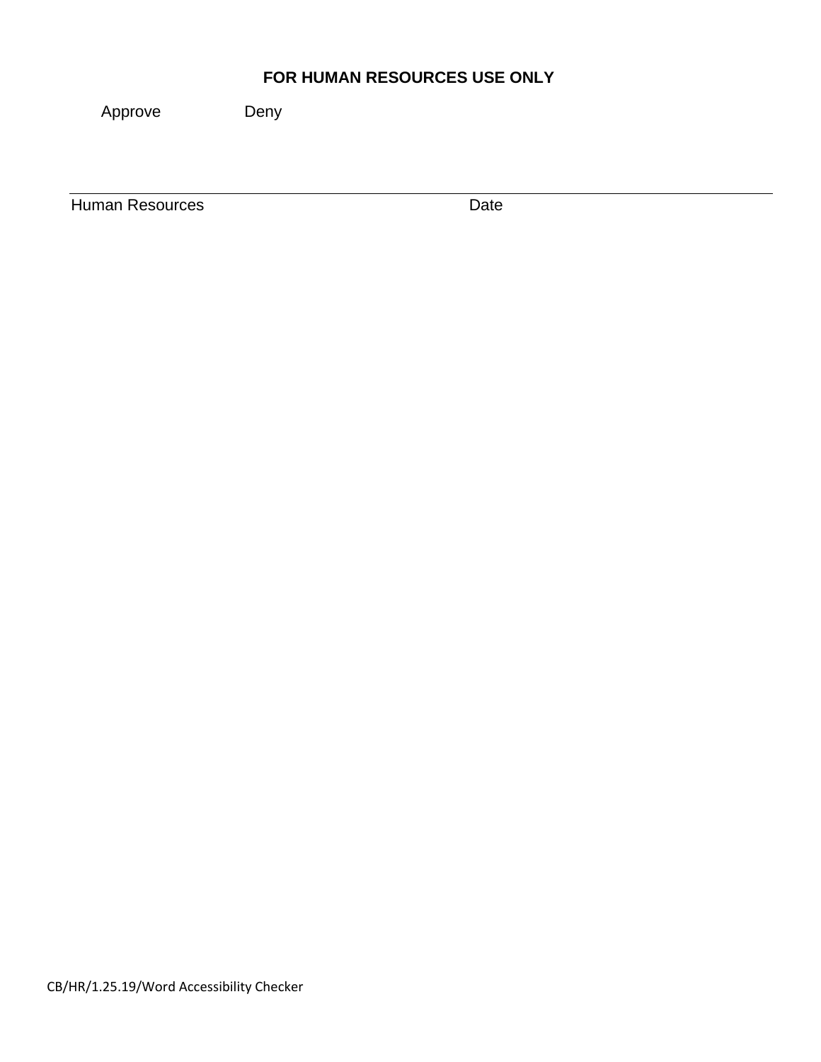**FOR HUMAN RESOURCES USE ONLY**

Approve Deny

Human Resources Date

CB/HR/1.25.19/Word Accessibility Checker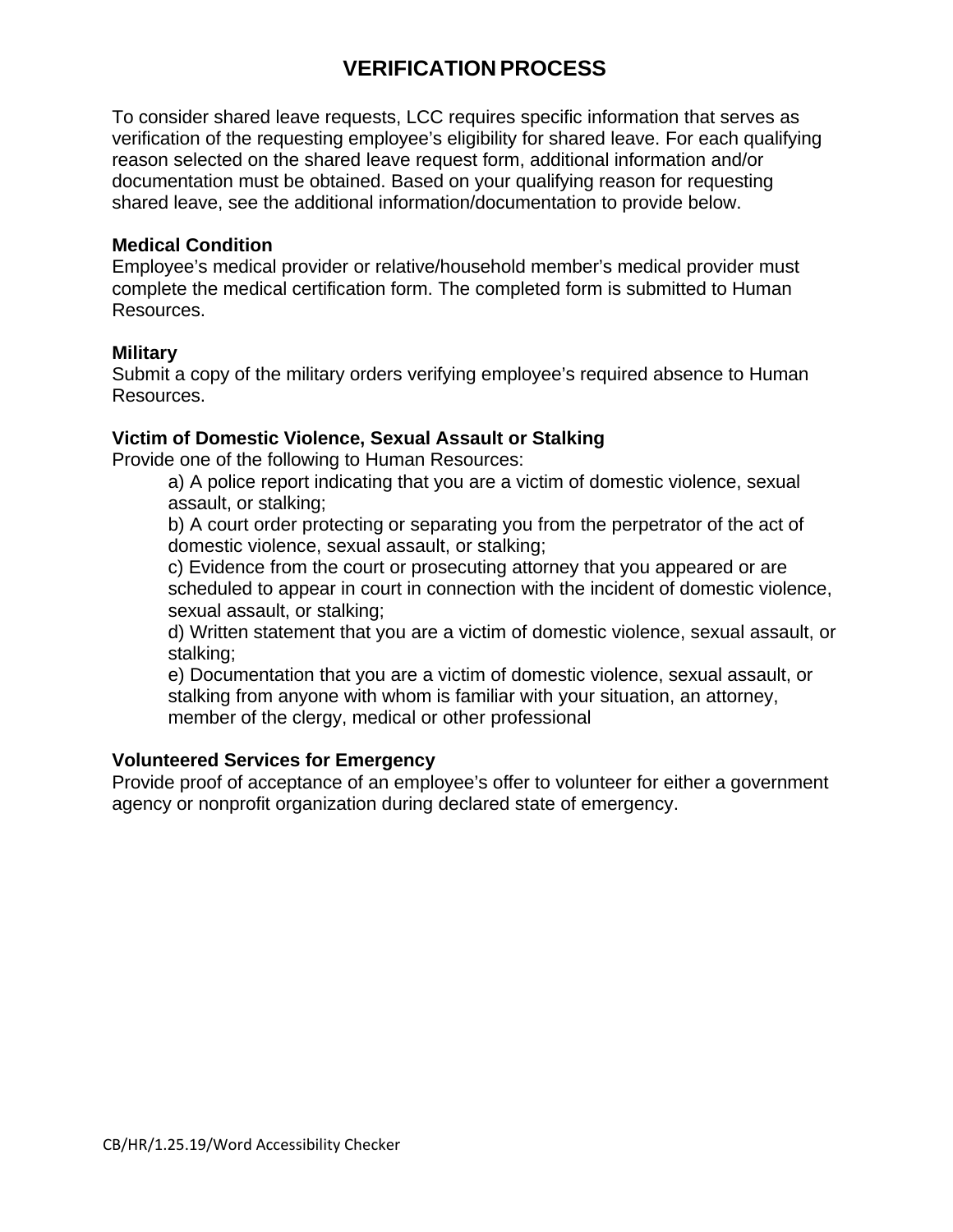# VERIFICATION PROCESS

To consider shared leave requests, LCC requires specific information that serves as verification of the requesting employee's eligibility for shared leave. For each qualifying reason selected on the shared leave request form, additional information and/or documentation must be obtained. Based on your qualifying reason for requesting shared leave, see the additional information/documentation to provide below.

**Medical Condition**
Employee's medical provider or relative/household member's medical provider must complete the medical certification form. The completed form is submitted to Human Resources.

**Military**
Submit a copy of the military orders verifying employee's required absence to Human Resources.

**Victim of Domestic Violence, Sexual Assault or Stalking**
Provide one of the following to Human Resources:

a) A police report indicating that you are a victim of domestic violence, sexual assault, or stalking;
b) A court order protecting or separating you from the perpetrator of the act of domestic violence, sexual assault, or stalking;
c) Evidence from the court or prosecuting attorney that you appeared or are scheduled to appear in court in connection with the incident of domestic violence, sexual assault, or stalking;
d) Written statement that you are a victim of domestic violence, sexual assault, or stalking;
e) Documentation that you are a victim of domestic violence, sexual assault, or stalking from anyone with whom is familiar with your situation, an attorney, member of the clergy, medical or other professional

**Volunteered Services for Emergency**
Provide proof of acceptance of an employee's offer to volunteer for either a government agency or nonprofit organization during declared state of emergency.

CB/HR/1.25.19/Word Accessibility Checker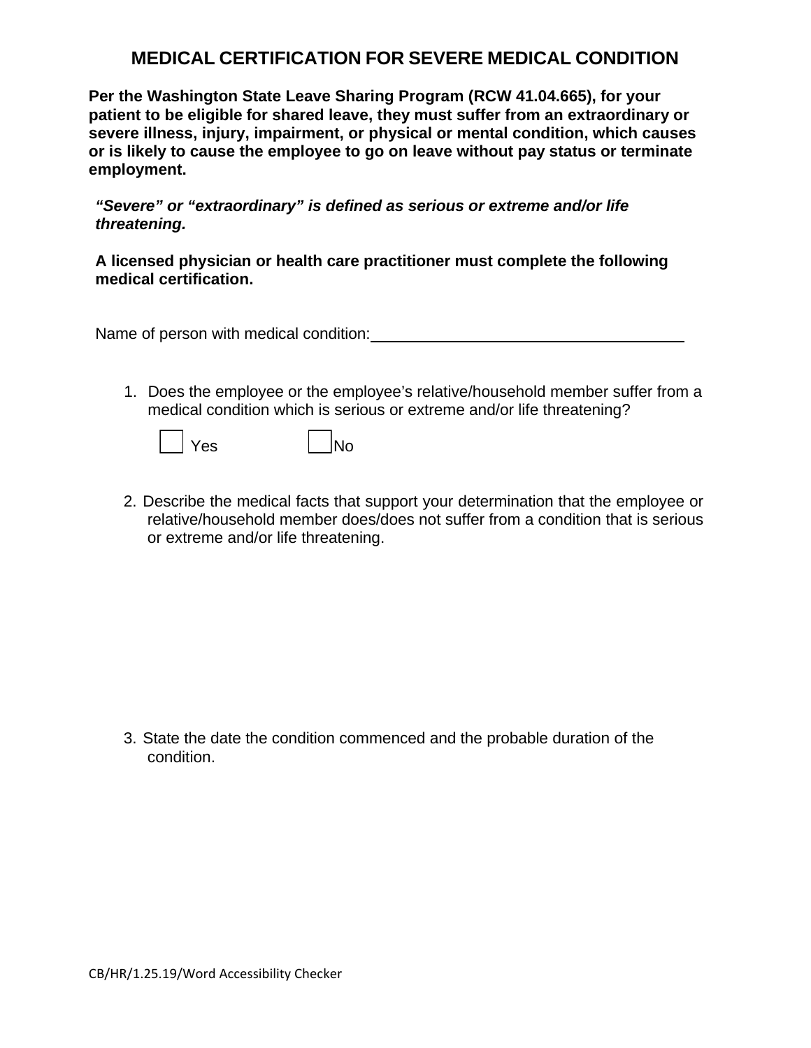# MEDICAL CERTIFICATION FOR SEVERE MEDICAL CONDITION

**Per the Washington State Leave Sharing Program (RCW 41.04.665), for your patient to be eligible for shared leave, they must suffer from an extraordinary or severe illness, injury, impairment, or physical or mental condition, which causes or is likely to cause the employee to go on leave without pay status or terminate employment.**

***"Severe" or "extraordinary" is defined as serious or extreme and/or life threatening.***

**A licensed physician or health care practitioner must complete the following medical certification.**

Name of person with medical condition: ____________________________________

1. Does the employee or the employee's relative/household member suffer from a medical condition which is serious or extreme and/or life threatening?

   ☐ Yes ☐ No

2. Describe the medical facts that support your determination that the employee or relative/household member does/does not suffer from a condition that is serious or extreme and/or life threatening.

3. State the date the condition commenced and the probable duration of the condition.

CB/HR/1.25.19/Word Accessibility Checker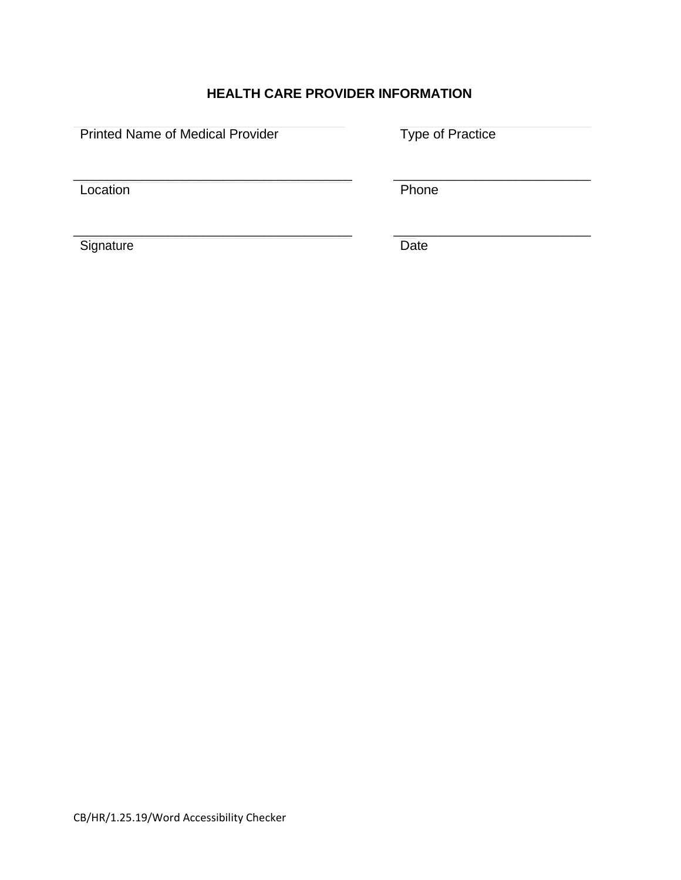## HEALTH CARE PROVIDER INFORMATION

Printed Name of Medical Provider Type of Practice

_______________________________________ ___________________________

Location Phone

_______________________________________ ___________________________

Signature Date

CB/HR/1.25.19/Word Accessibility Checker